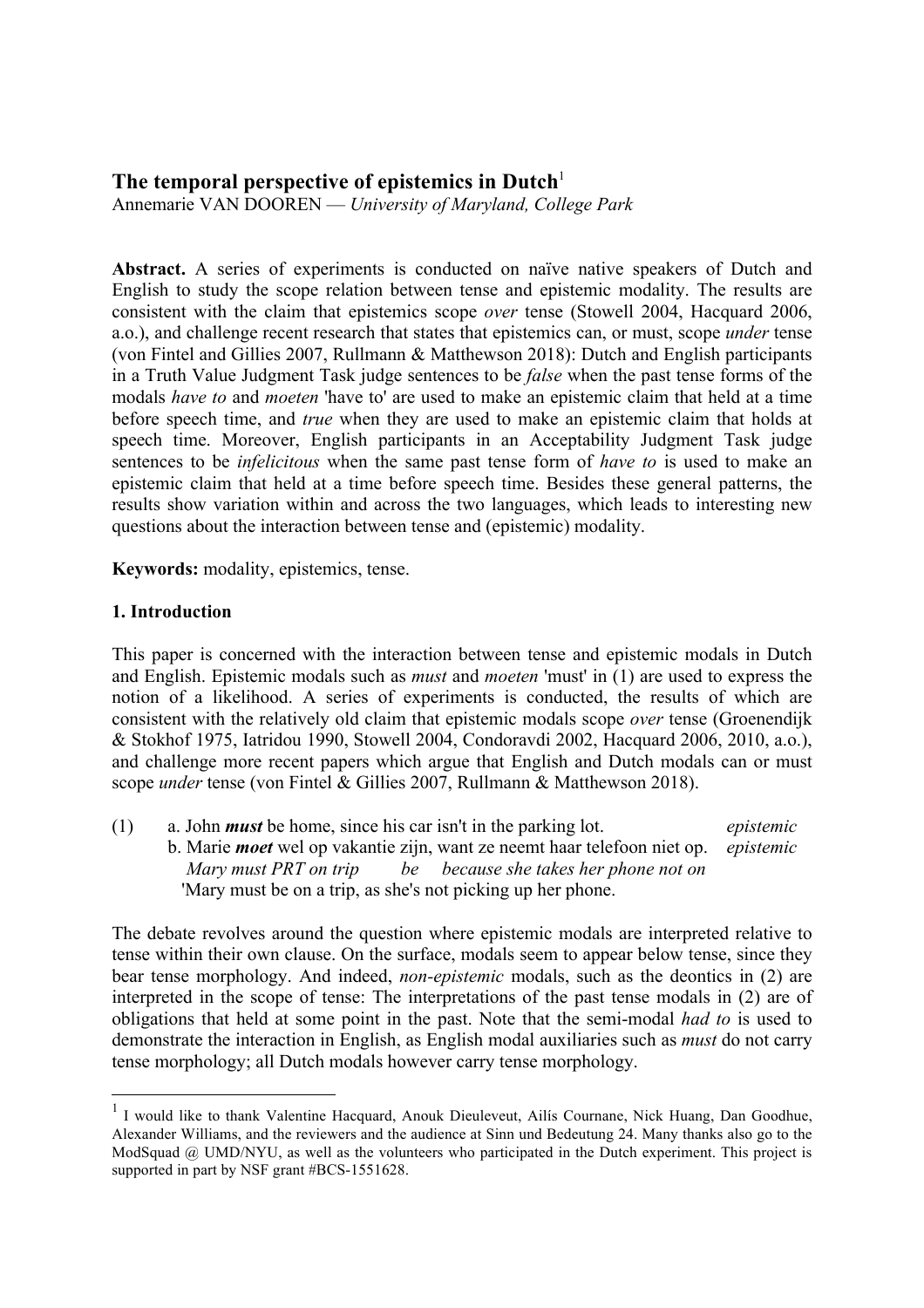# The temporal perspective of epistemics in Dutch[1]

Annemarie VAN DOOREN — *University of Maryland, College Park*

**Abstract.** A series of experiments is conducted on naïve native speakers of Dutch and English to study the scope relation between tense and epistemic modality. The results are consistent with the claim that epistemics scope *over* tense (Stowell 2004, Hacquard 2006, a.o.), and challenge recent research that states that epistemics can, or must, scope *under* tense (von Fintel and Gillies 2007, Rullmann & Matthewson 2018): Dutch and English participants in a Truth Value Judgment Task judge sentences to be *false* when the past tense forms of the modals *have to* and *moeten* 'have to' are used to make an epistemic claim that held at a time before speech time, and *true* when they are used to make an epistemic claim that holds at speech time. Moreover, English participants in an Acceptability Judgment Task judge sentences to be *infelicitous* when the same past tense form of *have to* is used to make an epistemic claim that held at a time before speech time. Besides these general patterns, the results show variation within and across the two languages, which leads to interesting new questions about the interaction between tense and (epistemic) modality.

**Keywords:** modality, epistemics, tense.

## 1. Introduction

This paper is concerned with the interaction between tense and epistemic modals in Dutch and English. Epistemic modals such as *must* and *moeten* 'must' in (1) are used to express the notion of a likelihood. A series of experiments is conducted, the results of which are consistent with the relatively old claim that epistemic modals scope *over* tense (Groenendijk & Stokhof 1975, Iatridou 1990, Stowell 2004, Condoravdi 2002, Hacquard 2006, 2010, a.o.), and challenge more recent papers which argue that English and Dutch modals can or must scope *under* tense (von Fintel & Gillies 2007, Rullmann & Matthewson 2018).

(1) a. John ***must*** be home, since his car isn't in the parking lot. *epistemic*
 b. Marie ***moet*** wel op vakantie zijn, want ze neemt haar telefoon niet op. *epistemic*
 *Mary must PRT on trip be because she takes her phone not on*
 'Mary must be on a trip, as she's not picking up her phone.

The debate revolves around the question where epistemic modals are interpreted relative to tense within their own clause. On the surface, modals seem to appear below tense, since they bear tense morphology. And indeed, *non-epistemic* modals, such as the deontics in (2) are interpreted in the scope of tense: The interpretations of the past tense modals in (2) are of obligations that held at some point in the past. Note that the semi-modal *had to* is used to demonstrate the interaction in English, as English modal auxiliaries such as *must* do not carry tense morphology; all Dutch modals however carry tense morphology.

---

[1] I would like to thank Valentine Hacquard, Anouk Dieuleveut, Ailís Cournane, Nick Huang, Dan Goodhue, Alexander Williams, and the reviewers and the audience at Sinn und Bedeutung 24. Many thanks also go to the ModSquad @ UMD/NYU, as well as the volunteers who participated in the Dutch experiment. This project is supported in part by NSF grant #BCS-1551628.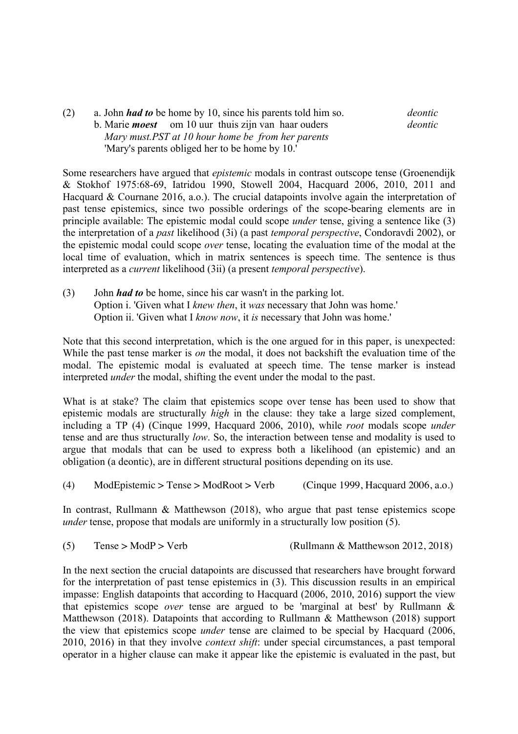(2) a. John ***had to*** be home by 10, since his parents told him so. *deontic*
b. Marie ***moest*** om 10 uur thuis zijn van haar ouders *deontic*
*Mary must.PST at 10 hour home be from her parents*
'Mary's parents obliged her to be home by 10.'

Some researchers have argued that *epistemic* modals in contrast outscope tense (Groenendijk & Stokhof 1975:68-69, Iatridou 1990, Stowell 2004, Hacquard 2006, 2010, 2011 and Hacquard & Cournane 2016, a.o.). The crucial datapoints involve again the interpretation of past tense epistemics, since two possible orderings of the scope-bearing elements are in principle available: The epistemic modal could scope *under* tense, giving a sentence like (3) the interpretation of a *past* likelihood (3i) (a past *temporal perspective*, Condoravdi 2002), or the epistemic modal could scope *over* tense, locating the evaluation time of the modal at the local time of evaluation, which in matrix sentences is speech time. The sentence is thus interpreted as a *current* likelihood (3ii) (a present *temporal perspective*).

(3) John ***had to*** be home, since his car wasn't in the parking lot.
Option i. 'Given what I *knew then*, it *was* necessary that John was home.'
Option ii. 'Given what I *know now*, it *is* necessary that John was home.'

Note that this second interpretation, which is the one argued for in this paper, is unexpected: While the past tense marker is *on* the modal, it does not backshift the evaluation time of the modal. The epistemic modal is evaluated at speech time. The tense marker is instead interpreted *under* the modal, shifting the event under the modal to the past.

What is at stake? The claim that epistemics scope over tense has been used to show that epistemic modals are structurally *high* in the clause: they take a large sized complement, including a TP (4) (Cinque 1999, Hacquard 2006, 2010), while *root* modals scope *under* tense and are thus structurally *low*. So, the interaction between tense and modality is used to argue that modals that can be used to express both a likelihood (an epistemic) and an obligation (a deontic), are in different structural positions depending on its use.

(4) ModEpistemic > Tense > ModRoot > Verb (Cinque 1999, Hacquard 2006, a.o.)

In contrast, Rullmann & Matthewson (2018), who argue that past tense epistemics scope *under* tense, propose that modals are uniformly in a structurally low position (5).

(5) Tense > ModP > Verb (Rullmann & Matthewson 2012, 2018)

In the next section the crucial datapoints are discussed that researchers have brought forward for the interpretation of past tense epistemics in (3). This discussion results in an empirical impasse: English datapoints that according to Hacquard (2006, 2010, 2016) support the view that epistemics scope *over* tense are argued to be 'marginal at best' by Rullmann & Matthewson (2018). Datapoints that according to Rullmann & Matthewson (2018) support the view that epistemics scope *under* tense are claimed to be special by Hacquard (2006, 2010, 2016) in that they involve *context shift*: under special circumstances, a past temporal operator in a higher clause can make it appear like the epistemic is evaluated in the past, but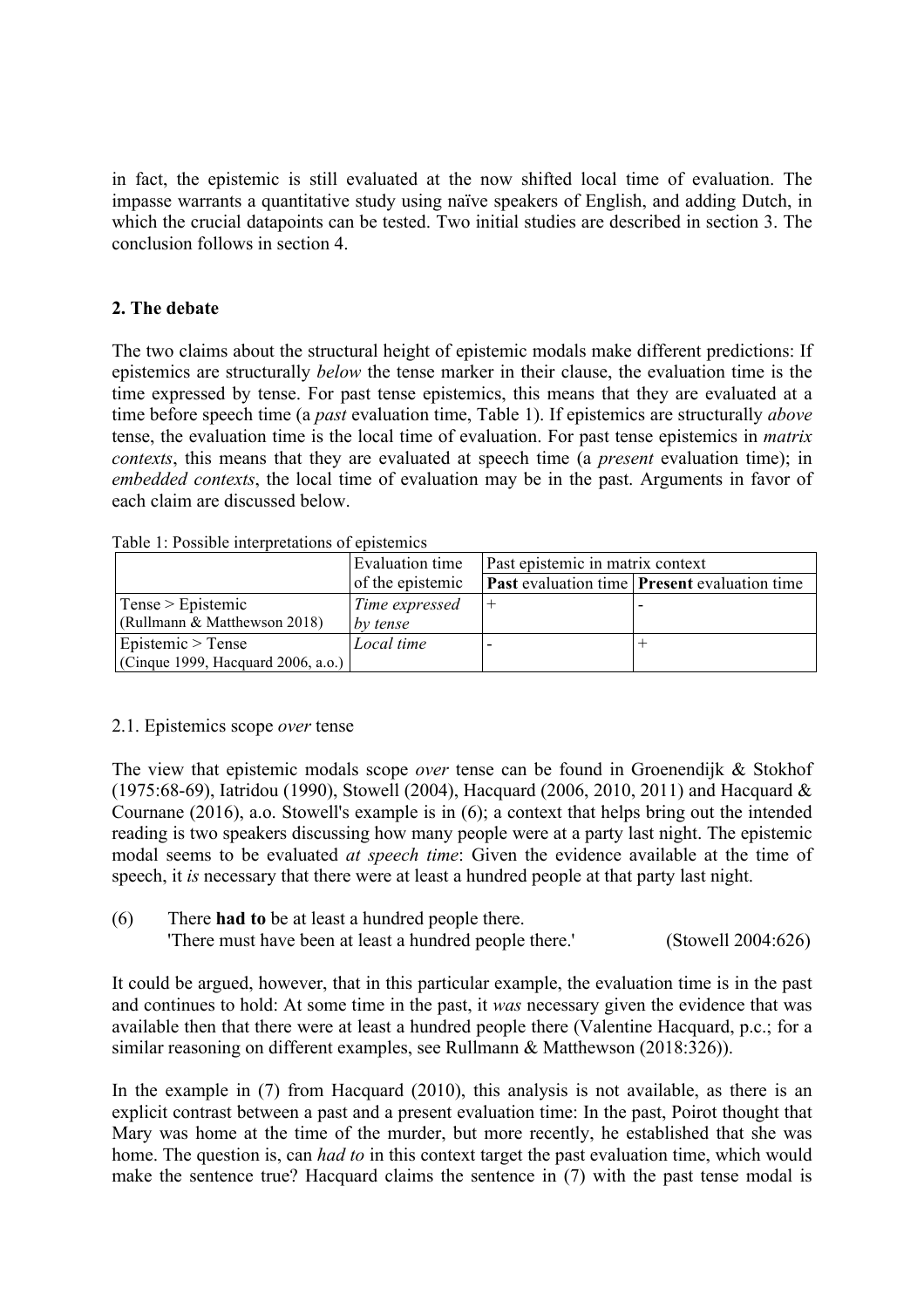in fact, the epistemic is still evaluated at the now shifted local time of evaluation. The impasse warrants a quantitative study using naïve speakers of English, and adding Dutch, in which the crucial datapoints can be tested. Two initial studies are described in section 3. The conclusion follows in section 4.

## 2. The debate

The two claims about the structural height of epistemic modals make different predictions: If epistemics are structurally *below* the tense marker in their clause, the evaluation time is the time expressed by tense. For past tense epistemics, this means that they are evaluated at a time before speech time (a *past* evaluation time, Table 1). If epistemics are structurally *above* tense, the evaluation time is the local time of evaluation. For past tense epistemics in *matrix contexts*, this means that they are evaluated at speech time (a *present* evaluation time); in *embedded contexts*, the local time of evaluation may be in the past. Arguments in favor of each claim are discussed below.

Table 1: Possible interpretations of epistemics

| | Evaluation time of the epistemic | Past epistemic in matrix context | |
|---|---|---|---|
| | | **Past** evaluation time | **Present** evaluation time |
| Tense > Epistemic (Rullmann & Matthewson 2018) | *Time expressed by tense* | + | - |
| Epistemic > Tense (Cinque 1999, Hacquard 2006, a.o.) | *Local time* | - | + |

### 2.1. Epistemics scope *over* tense

The view that epistemic modals scope *over* tense can be found in Groenendijk & Stokhof (1975:68-69), Iatridou (1990), Stowell (2004), Hacquard (2006, 2010, 2011) and Hacquard & Cournane (2016), a.o. Stowell's example is in (6); a context that helps bring out the intended reading is two speakers discussing how many people were at a party last night. The epistemic modal seems to be evaluated *at speech time*: Given the evidence available at the time of speech, it *is* necessary that there were at least a hundred people at that party last night.

(6) There **had to** be at least a hundred people there.
'There must have been at least a hundred people there.' (Stowell 2004:626)

It could be argued, however, that in this particular example, the evaluation time is in the past and continues to hold: At some time in the past, it *was* necessary given the evidence that was available then that there were at least a hundred people there (Valentine Hacquard, p.c.; for a similar reasoning on different examples, see Rullmann & Matthewson (2018:326)).

In the example in (7) from Hacquard (2010), this analysis is not available, as there is an explicit contrast between a past and a present evaluation time: In the past, Poirot thought that Mary was home at the time of the murder, but more recently, he established that she was home. The question is, can *had to* in this context target the past evaluation time, which would make the sentence true? Hacquard claims the sentence in (7) with the past tense modal is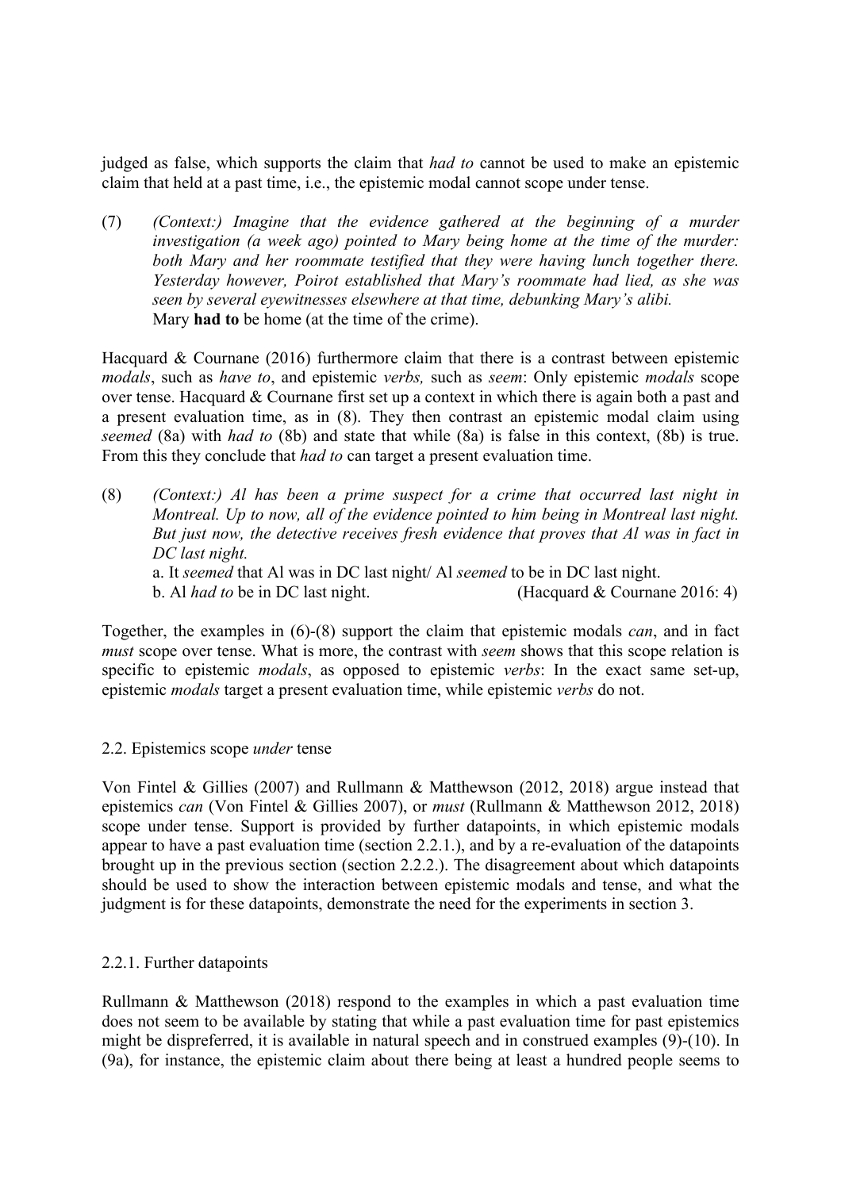judged as false, which supports the claim that *had to* cannot be used to make an epistemic claim that held at a past time, i.e., the epistemic modal cannot scope under tense.

(7) *(Context:) Imagine that the evidence gathered at the beginning of a murder investigation (a week ago) pointed to Mary being home at the time of the murder: both Mary and her roommate testified that they were having lunch together there. Yesterday however, Poirot established that Mary's roommate had lied, as she was seen by several eyewitnesses elsewhere at that time, debunking Mary's alibi.*
Mary **had to** be home (at the time of the crime).

Hacquard & Cournane (2016) furthermore claim that there is a contrast between epistemic *modals*, such as *have to*, and epistemic *verbs,* such as *seem*: Only epistemic *modals* scope over tense. Hacquard & Cournane first set up a context in which there is again both a past and a present evaluation time, as in (8). They then contrast an epistemic modal claim using *seemed* (8a) with *had to* (8b) and state that while (8a) is false in this context, (8b) is true. From this they conclude that *had to* can target a present evaluation time.

(8) *(Context:) Al has been a prime suspect for a crime that occurred last night in Montreal. Up to now, all of the evidence pointed to him being in Montreal last night. But just now, the detective receives fresh evidence that proves that Al was in fact in DC last night.*
a. It *seemed* that Al was in DC last night/ Al *seemed* to be in DC last night.
b. Al *had to* be in DC last night. (Hacquard & Cournane 2016: 4)

Together, the examples in (6)-(8) support the claim that epistemic modals *can*, and in fact *must* scope over tense. What is more, the contrast with *seem* shows that this scope relation is specific to epistemic *modals*, as opposed to epistemic *verbs*: In the exact same set-up, epistemic *modals* target a present evaluation time, while epistemic *verbs* do not.

### 2.2. Epistemics scope *under* tense

Von Fintel & Gillies (2007) and Rullmann & Matthewson (2012, 2018) argue instead that epistemics *can* (Von Fintel & Gillies 2007), or *must* (Rullmann & Matthewson 2012, 2018) scope under tense. Support is provided by further datapoints, in which epistemic modals appear to have a past evaluation time (section 2.2.1.), and by a re-evaluation of the datapoints brought up in the previous section (section 2.2.2.). The disagreement about which datapoints should be used to show the interaction between epistemic modals and tense, and what the judgment is for these datapoints, demonstrate the need for the experiments in section 3.

#### 2.2.1. Further datapoints

Rullmann & Matthewson (2018) respond to the examples in which a past evaluation time does not seem to be available by stating that while a past evaluation time for past epistemics might be dispreferred, it is available in natural speech and in construed examples (9)-(10). In (9a), for instance, the epistemic claim about there being at least a hundred people seems to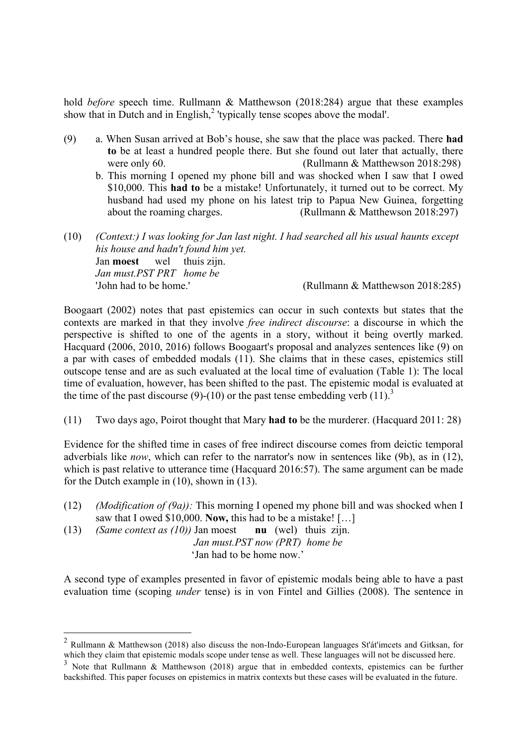hold *before* speech time. Rullmann & Matthewson (2018:284) argue that these examples show that in Dutch and in English,[2] 'typically tense scopes above the modal'.

(9) a. When Susan arrived at Bob's house, she saw that the place was packed. There **had to** be at least a hundred people there. But she found out later that actually, there were only 60. (Rullmann & Matthewson 2018:298)

b. This morning I opened my phone bill and was shocked when I saw that I owed $10,000. This **had to** be a mistake! Unfortunately, it turned out to be correct. My husband had used my phone on his latest trip to Papua New Guinea, forgetting about the roaming charges. (Rullmann & Matthewson 2018:297)

(10) *(Context:) I was looking for Jan last night. I had searched all his usual haunts except his house and hadn't found him yet.*

Jan **moest** wel thuis zijn.
*Jan must.PST PRT home be*
'John had to be home.' (Rullmann & Matthewson 2018:285)

Boogaart (2002) notes that past epistemics can occur in such contexts but states that the contexts are marked in that they involve *free indirect discourse*: a discourse in which the perspective is shifted to one of the agents in a story, without it being overtly marked. Hacquard (2006, 2010, 2016) follows Boogaart's proposal and analyzes sentences like (9) on a par with cases of embedded modals (11). She claims that in these cases, epistemics still outscope tense and are as such evaluated at the local time of evaluation (Table 1): The local time of evaluation, however, has been shifted to the past. The epistemic modal is evaluated at the time of the past discourse (9)-(10) or the past tense embedding verb (11).[3]

(11) Two days ago, Poirot thought that Mary **had to** be the murderer. (Hacquard 2011: 28)

Evidence for the shifted time in cases of free indirect discourse comes from deictic temporal adverbials like *now*, which can refer to the narrator's now in sentences like (9b), as in (12), which is past relative to utterance time (Hacquard 2016:57). The same argument can be made for the Dutch example in (10), shown in (13).

(12) *(Modification of (9a)):* This morning I opened my phone bill and was shocked when I saw that I owed $10,000. **Now,** this had to be a mistake! […]

(13) *(Same context as (10))* Jan moest **nu** (wel) thuis zijn.
*Jan must.PST now (PRT) home be*
'Jan had to be home now.'

A second type of examples presented in favor of epistemic modals being able to have a past evaluation time (scoping *under* tense) is in von Fintel and Gillies (2008). The sentence in

---

[2] Rullmann & Matthewson (2018) also discuss the non-Indo-European languages St'át'imcets and Gitksan, for which they claim that epistemic modals scope under tense as well. These languages will not be discussed here.

[3] Note that Rullmann & Matthewson (2018) argue that in embedded contexts, epistemics can be further backshifted. This paper focuses on epistemics in matrix contexts but these cases will be evaluated in the future.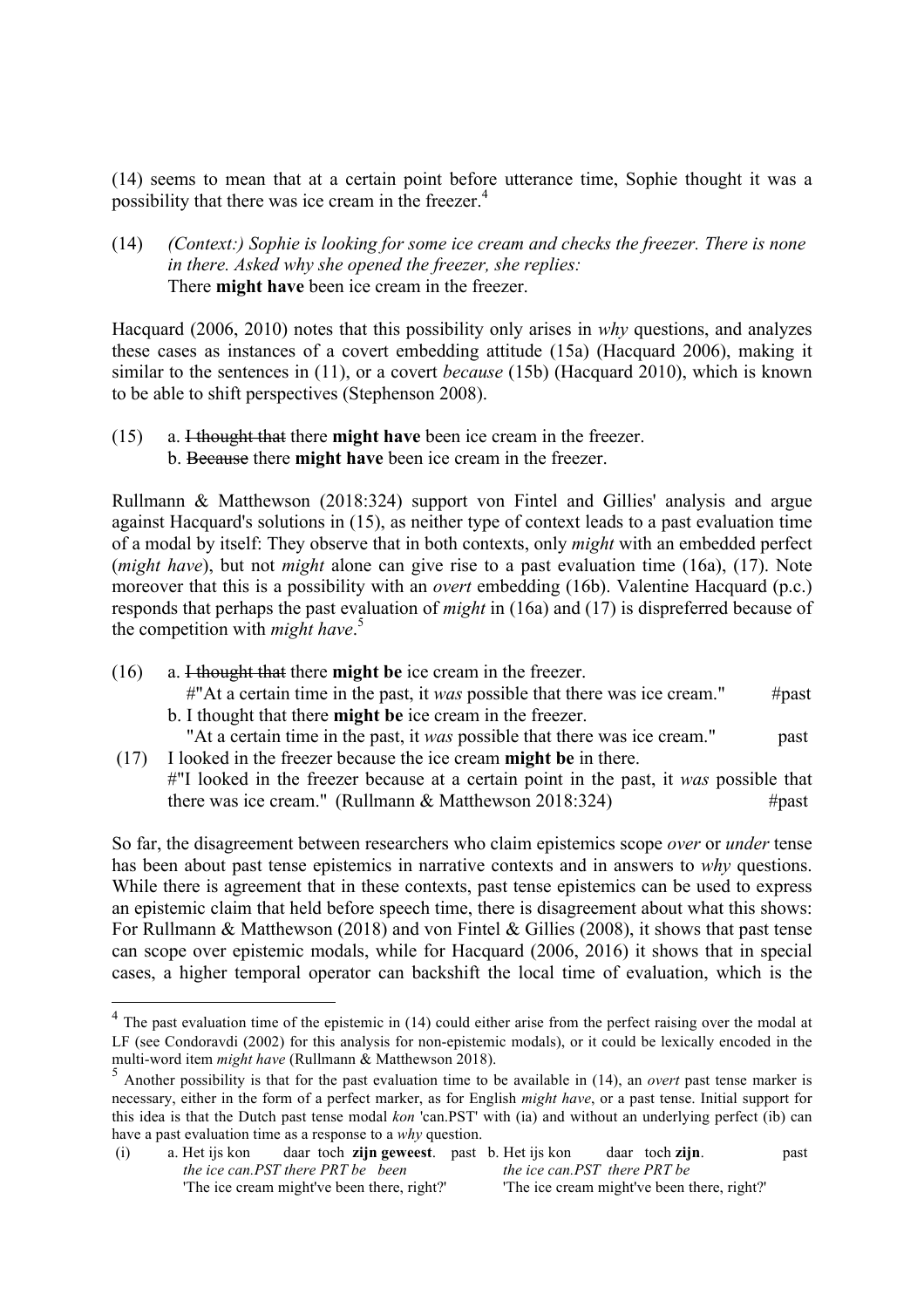(14) seems to mean that at a certain point before utterance time, Sophie thought it was a possibility that there was ice cream in the freezer.[4]

(14) *(Context:) Sophie is looking for some ice cream and checks the freezer. There is none in there. Asked why she opened the freezer, she replies:*
There **might have** been ice cream in the freezer.

Hacquard (2006, 2010) notes that this possibility only arises in *why* questions, and analyzes these cases as instances of a covert embedding attitude (15a) (Hacquard 2006), making it similar to the sentences in (11), or a covert *because* (15b) (Hacquard 2010), which is known to be able to shift perspectives (Stephenson 2008).

(15) a. ~~I thought that~~ there **might have** been ice cream in the freezer.
b. ~~Because~~ there **might have** been ice cream in the freezer.

Rullmann & Matthewson (2018:324) support von Fintel and Gillies' analysis and argue against Hacquard's solutions in (15), as neither type of context leads to a past evaluation time of a modal by itself: They observe that in both contexts, only *might* with an embedded perfect (*might have*), but not *might* alone can give rise to a past evaluation time (16a), (17). Note moreover that this is a possibility with an *overt* embedding (16b). Valentine Hacquard (p.c.) responds that perhaps the past evaluation of *might* in (16a) and (17) is dispreferred because of the competition with *might have*.[5]

(16) a. ~~I thought that~~ there **might be** ice cream in the freezer.
#"At a certain time in the past, it *was* possible that there was ice cream." #past
b. I thought that there **might be** ice cream in the freezer.
"At a certain time in the past, it *was* possible that there was ice cream." past

(17) I looked in the freezer because the ice cream **might be** in there.
#"I looked in the freezer because at a certain point in the past, it *was* possible that there was ice cream." (Rullmann & Matthewson 2018:324) #past

So far, the disagreement between researchers who claim epistemics scope *over* or *under* tense has been about past tense epistemics in narrative contexts and in answers to *why* questions. While there is agreement that in these contexts, past tense epistemics can be used to express an epistemic claim that held before speech time, there is disagreement about what this shows: For Rullmann & Matthewson (2018) and von Fintel & Gillies (2008), it shows that past tense can scope over epistemic modals, while for Hacquard (2006, 2016) it shows that in special cases, a higher temporal operator can backshift the local time of evaluation, which is the

---

[4] The past evaluation time of the epistemic in (14) could either arise from the perfect raising over the modal at LF (see Condoravdi (2002) for this analysis for non-epistemic modals), or it could be lexically encoded in the multi-word item *might have* (Rullmann & Matthewson 2018).

[5] Another possibility is that for the past evaluation time to be available in (14), an *overt* past tense marker is necessary, either in the form of a perfect marker, as for English *might have*, or a past tense. Initial support for this idea is that the Dutch past tense modal *kon* 'can.PST' with (ia) and without an underlying perfect (ib) can have a past evaluation time as a response to a *why* question.

(i) a. Het ijs kon daar toch **zijn geweest**. past
*the ice can.PST there PRT be been*
'The ice cream might've been there, right?'

b. Het ijs kon daar toch **zijn**. past
*the ice can.PST there PRT be*
'The ice cream might've been there, right?'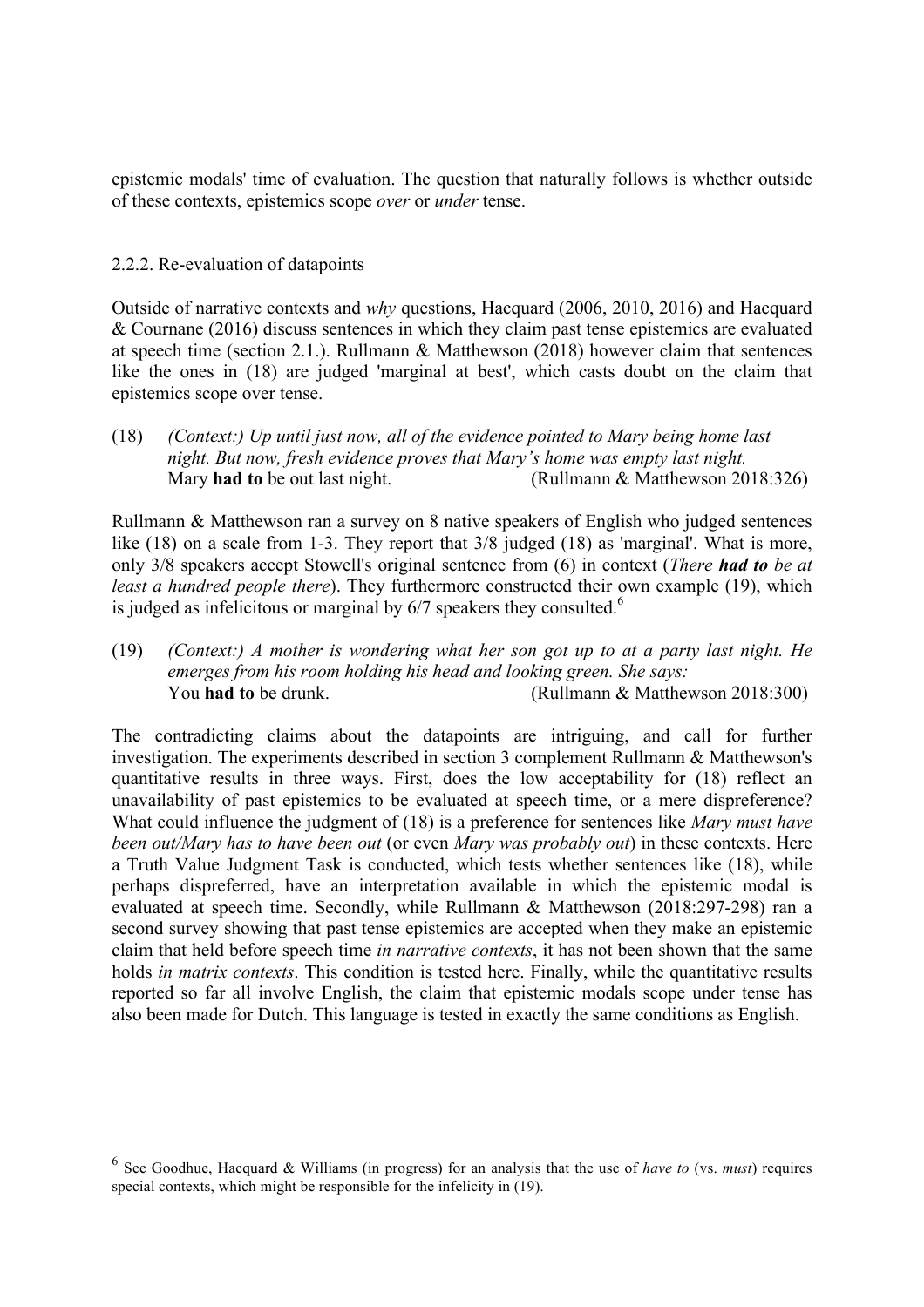epistemic modals' time of evaluation. The question that naturally follows is whether outside of these contexts, epistemics scope *over* or *under* tense.

### 2.2.2. Re-evaluation of datapoints

Outside of narrative contexts and *why* questions, Hacquard (2006, 2010, 2016) and Hacquard & Cournane (2016) discuss sentences in which they claim past tense epistemics are evaluated at speech time (section 2.1.). Rullmann & Matthewson (2018) however claim that sentences like the ones in (18) are judged 'marginal at best', which casts doubt on the claim that epistemics scope over tense.

(18) *(Context:) Up until just now, all of the evidence pointed to Mary being home last night. But now, fresh evidence proves that Mary's home was empty last night.*
Mary **had to** be out last night. (Rullmann & Matthewson 2018:326)

Rullmann & Matthewson ran a survey on 8 native speakers of English who judged sentences like (18) on a scale from 1-3. They report that 3/8 judged (18) as 'marginal'. What is more, only 3/8 speakers accept Stowell's original sentence from (6) in context (*There **had to** be at least a hundred people there*). They furthermore constructed their own example (19), which is judged as infelicitous or marginal by 6/7 speakers they consulted.[6]

(19) *(Context:) A mother is wondering what her son got up to at a party last night. He emerges from his room holding his head and looking green. She says:*
You **had to** be drunk. (Rullmann & Matthewson 2018:300)

The contradicting claims about the datapoints are intriguing, and call for further investigation. The experiments described in section 3 complement Rullmann & Matthewson's quantitative results in three ways. First, does the low acceptability for (18) reflect an unavailability of past epistemics to be evaluated at speech time, or a mere dispreference? What could influence the judgment of (18) is a preference for sentences like *Mary must have been out/Mary has to have been out* (or even *Mary was probably out*) in these contexts. Here a Truth Value Judgment Task is conducted, which tests whether sentences like (18), while perhaps dispreferred, have an interpretation available in which the epistemic modal is evaluated at speech time. Secondly, while Rullmann & Matthewson (2018:297-298) ran a second survey showing that past tense epistemics are accepted when they make an epistemic claim that held before speech time *in narrative contexts*, it has not been shown that the same holds *in matrix contexts*. This condition is tested here. Finally, while the quantitative results reported so far all involve English, the claim that epistemic modals scope under tense has also been made for Dutch. This language is tested in exactly the same conditions as English.

---

[6] See Goodhue, Hacquard & Williams (in progress) for an analysis that the use of *have to* (vs. *must*) requires special contexts, which might be responsible for the infelicity in (19).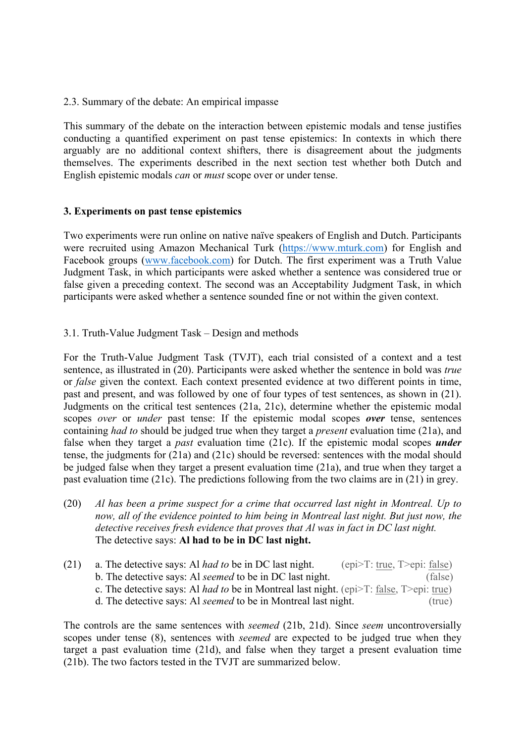## 2.3. Summary of the debate: An empirical impasse

This summary of the debate on the interaction between epistemic modals and tense justifies conducting a quantified experiment on past tense epistemics: In contexts in which there arguably are no additional context shifters, there is disagreement about the judgments themselves. The experiments described in the next section test whether both Dutch and English epistemic modals *can* or *must* scope over or under tense.

# 3. Experiments on past tense epistemics

Two experiments were run online on native naïve speakers of English and Dutch. Participants were recruited using Amazon Mechanical Turk (https://www.mturk.com) for English and Facebook groups (www.facebook.com) for Dutch. The first experiment was a Truth Value Judgment Task, in which participants were asked whether a sentence was considered true or false given a preceding context. The second was an Acceptability Judgment Task, in which participants were asked whether a sentence sounded fine or not within the given context.

## 3.1. Truth-Value Judgment Task – Design and methods

For the Truth-Value Judgment Task (TVJT), each trial consisted of a context and a test sentence, as illustrated in (20). Participants were asked whether the sentence in bold was *true* or *false* given the context. Each context presented evidence at two different points in time, past and present, and was followed by one of four types of test sentences, as shown in (21). Judgments on the critical test sentences (21a, 21c), determine whether the epistemic modal scopes *over* or *under* past tense: If the epistemic modal scopes ***over*** tense, sentences containing *had to* should be judged true when they target a *present* evaluation time (21a), and false when they target a *past* evaluation time (21c). If the epistemic modal scopes ***under*** tense, the judgments for (21a) and (21c) should be reversed: sentences with the modal should be judged false when they target a present evaluation time (21a), and true when they target a past evaluation time (21c). The predictions following from the two claims are in (21) in grey.

(20) *Al has been a prime suspect for a crime that occurred last night in Montreal. Up to now, all of the evidence pointed to him being in Montreal last night. But just now, the detective receives fresh evidence that proves that Al was in fact in DC last night.*
The detective says: **Al had to be in DC last night.**

(21) a. The detective says: Al *had to* be in DC last night. (epi>T: true, T>epi: false)
b. The detective says: Al *seemed* to be in DC last night. (false)
c. The detective says: Al *had to* be in Montreal last night. (epi>T: false, T>epi: true)
d. The detective says: Al *seemed* to be in Montreal last night. (true)

The controls are the same sentences with *seemed* (21b, 21d). Since *seem* uncontroversially scopes under tense (8), sentences with *seemed* are expected to be judged true when they target a past evaluation time (21d), and false when they target a present evaluation time (21b). The two factors tested in the TVJT are summarized below.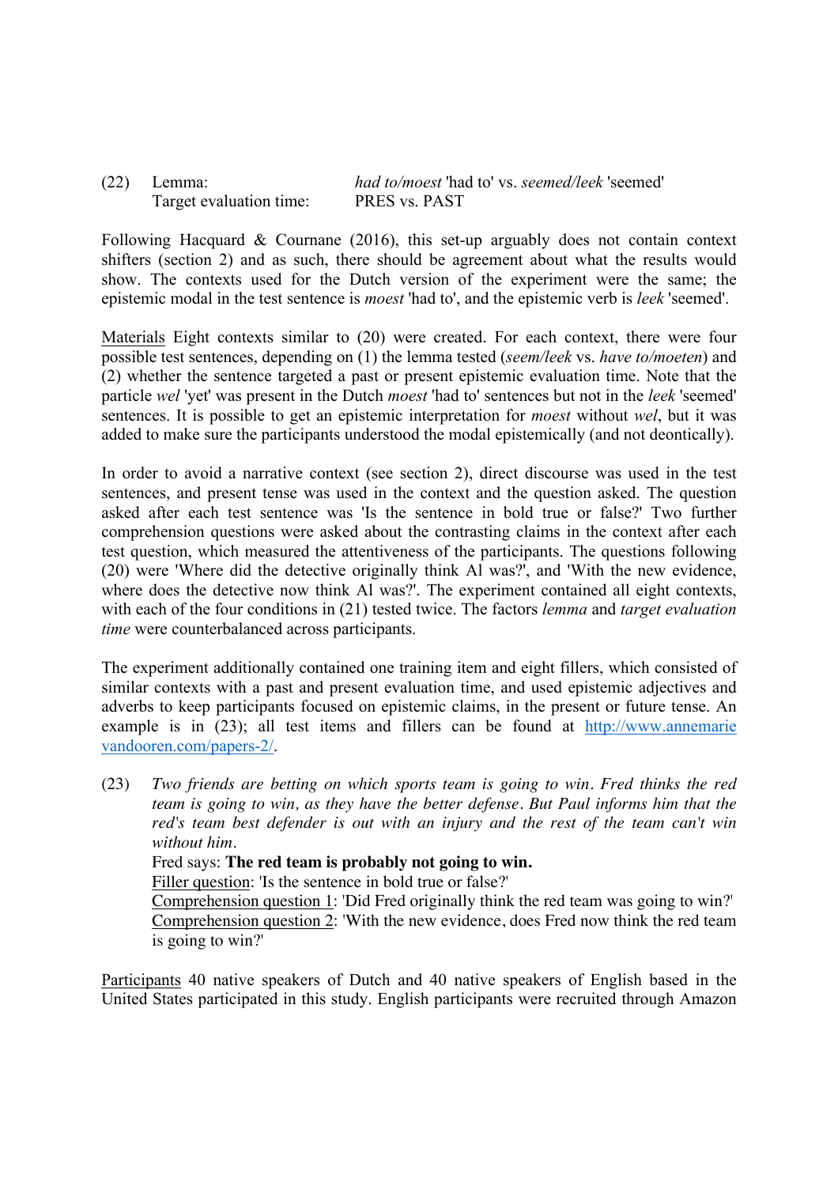(22) Lemma: *had to/moest* 'had to' vs. *seemed/leek* 'seemed'
Target evaluation time: PRES vs. PAST

Following Hacquard & Cournane (2016), this set-up arguably does not contain context shifters (section 2) and as such, there should be agreement about what the results would show. The contexts used for the Dutch version of the experiment were the same; the epistemic modal in the test sentence is *moest* 'had to', and the epistemic verb is *leek* 'seemed'.

Materials Eight contexts similar to (20) were created. For each context, there were four possible test sentences, depending on (1) the lemma tested (*seem/leek* vs. *have to/moeten*) and (2) whether the sentence targeted a past or present epistemic evaluation time. Note that the particle *wel* 'yet' was present in the Dutch *moest* 'had to' sentences but not in the *leek* 'seemed' sentences. It is possible to get an epistemic interpretation for *moest* without *wel*, but it was added to make sure the participants understood the modal epistemically (and not deontically).

In order to avoid a narrative context (see section 2), direct discourse was used in the test sentences, and present tense was used in the context and the question asked. The question asked after each test sentence was 'Is the sentence in bold true or false?' Two further comprehension questions were asked about the contrasting claims in the context after each test question, which measured the attentiveness of the participants. The questions following (20) were 'Where did the detective originally think Al was?', and 'With the new evidence, where does the detective now think Al was?'. The experiment contained all eight contexts, with each of the four conditions in (21) tested twice. The factors *lemma* and *target evaluation time* were counterbalanced across participants.

The experiment additionally contained one training item and eight fillers, which consisted of similar contexts with a past and present evaluation time, and used epistemic adjectives and adverbs to keep participants focused on epistemic claims, in the present or future tense. An example is in (23); all test items and fillers can be found at http://www.annemarievandooren.com/papers-2/.

(23) *Two friends are betting on which sports team is going to win. Fred thinks the red team is going to win, as they have the better defense. But Paul informs him that the red's team best defender is out with an injury and the rest of the team can't win without him.*
Fred says: **The red team is probably not going to win.**
Filler question: 'Is the sentence in bold true or false?'
Comprehension question 1: 'Did Fred originally think the red team was going to win?'
Comprehension question 2: 'With the new evidence, does Fred now think the red team is going to win?'

Participants 40 native speakers of Dutch and 40 native speakers of English based in the United States participated in this study. English participants were recruited through Amazon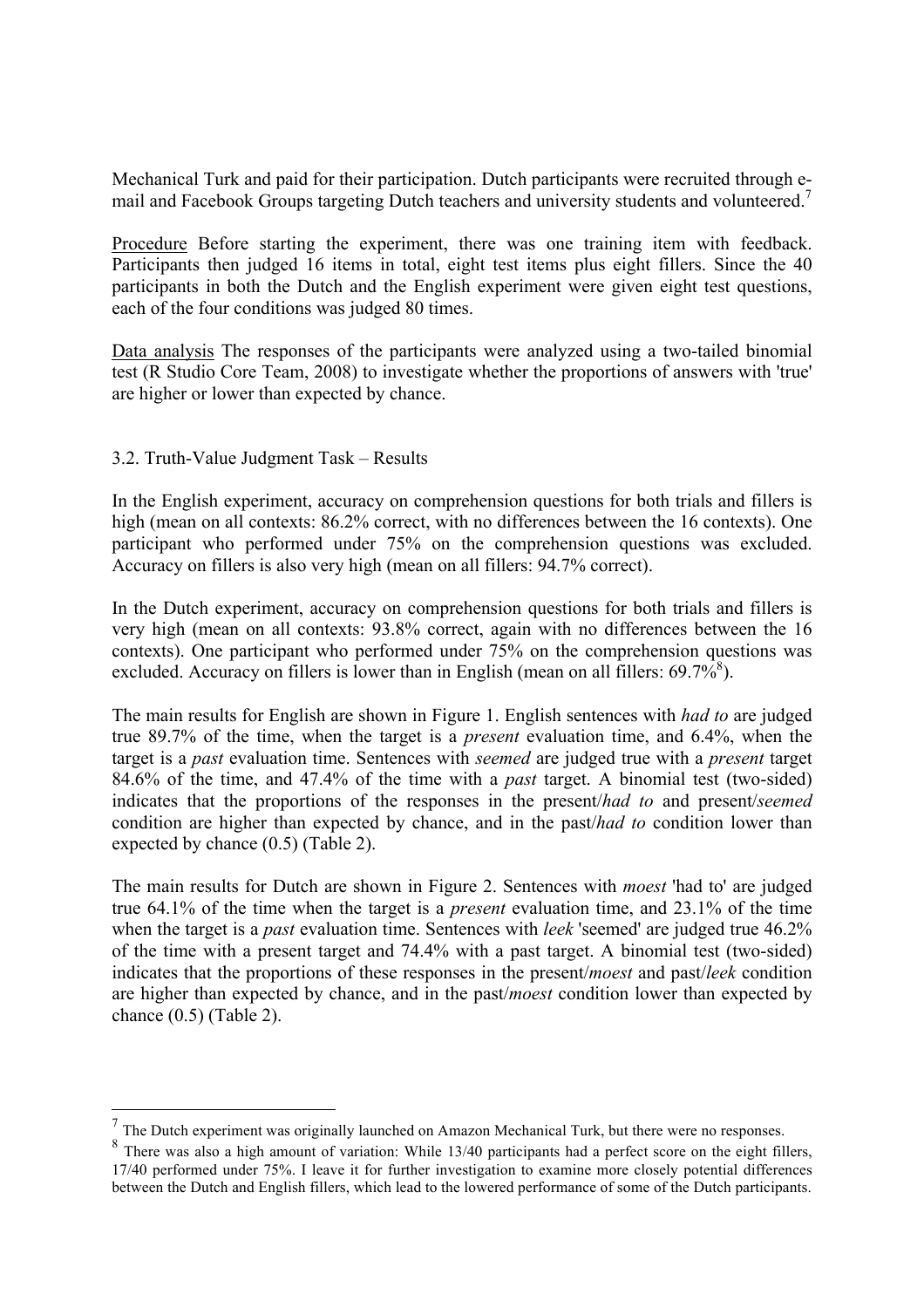Mechanical Turk and paid for their participation. Dutch participants were recruited through e-mail and Facebook Groups targeting Dutch teachers and university students and volunteered.[7]

Procedure Before starting the experiment, there was one training item with feedback. Participants then judged 16 items in total, eight test items plus eight fillers. Since the 40 participants in both the Dutch and the English experiment were given eight test questions, each of the four conditions was judged 80 times.

Data analysis The responses of the participants were analyzed using a two-tailed binomial test (R Studio Core Team, 2008) to investigate whether the proportions of answers with 'true' are higher or lower than expected by chance.

### 3.2. Truth-Value Judgment Task – Results

In the English experiment, accuracy on comprehension questions for both trials and fillers is high (mean on all contexts: 86.2% correct, with no differences between the 16 contexts). One participant who performed under 75% on the comprehension questions was excluded. Accuracy on fillers is also very high (mean on all fillers: 94.7% correct).

In the Dutch experiment, accuracy on comprehension questions for both trials and fillers is very high (mean on all contexts: 93.8% correct, again with no differences between the 16 contexts). One participant who performed under 75% on the comprehension questions was excluded. Accuracy on fillers is lower than in English (mean on all fillers: 69.7%[8]).

The main results for English are shown in Figure 1. English sentences with *had to* are judged true 89.7% of the time, when the target is a *present* evaluation time, and 6.4%, when the target is a *past* evaluation time. Sentences with *seemed* are judged true with a *present* target 84.6% of the time, and 47.4% of the time with a *past* target. A binomial test (two-sided) indicates that the proportions of the responses in the present/*had to* and present/*seemed* condition are higher than expected by chance, and in the past/*had to* condition lower than expected by chance (0.5) (Table 2).

The main results for Dutch are shown in Figure 2. Sentences with *moest* 'had to' are judged true 64.1% of the time when the target is a *present* evaluation time, and 23.1% of the time when the target is a *past* evaluation time. Sentences with *leek* 'seemed' are judged true 46.2% of the time with a present target and 74.4% with a past target. A binomial test (two-sided) indicates that the proportions of these responses in the present/*moest* and past/*leek* condition are higher than expected by chance, and in the past/*moest* condition lower than expected by chance (0.5) (Table 2).

---

[7] The Dutch experiment was originally launched on Amazon Mechanical Turk, but there were no responses.

[8] There was also a high amount of variation: While 13/40 participants had a perfect score on the eight fillers, 17/40 performed under 75%. I leave it for further investigation to examine more closely potential differences between the Dutch and English fillers, which lead to the lowered performance of some of the Dutch participants.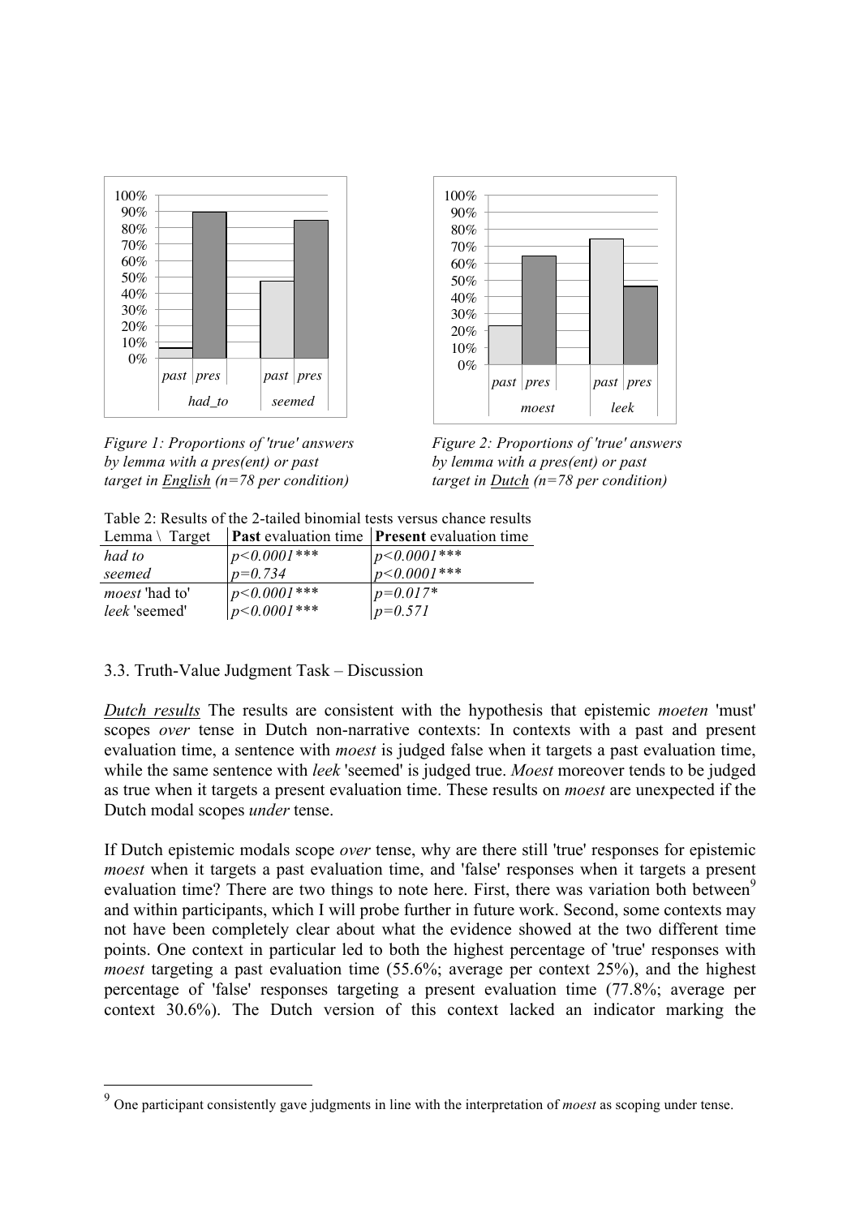Figure 1: Proportions of 'true' answers by lemma with a pres(ent) or past target in <u>English</u> (n=78 per condition)

Figure 2: Proportions of 'true' answers by lemma with a pres(ent) or past target in <u>Dutch</u> (n=78 per condition)

Table 2: Results of the 2-tailed binomial tests versus chance results

| Lemma \ Target | **Past** evaluation time | **Present** evaluation time |
|---|---|---|
| *had to* | *p<0.0001**** | *p<0.0001**** |
| *seemed* | *p=0.734* | *p<0.0001**** |
| *moest* 'had to' | *p<0.0001**** | *p=0.017** |
| *leek* 'seemed' | *p<0.0001**** | *p=0.571* |

### 3.3. Truth-Value Judgment Task – Discussion

*<u>Dutch results</u>* The results are consistent with the hypothesis that epistemic *moeten* 'must' scopes *over* tense in Dutch non-narrative contexts: In contexts with a past and present evaluation time, a sentence with *moest* is judged false when it targets a past evaluation time, while the same sentence with *leek* 'seemed' is judged true. *Moest* moreover tends to be judged as true when it targets a present evaluation time. These results on *moest* are unexpected if the Dutch modal scopes *under* tense.

If Dutch epistemic modals scope *over* tense, why are there still 'true' responses for epistemic *moest* when it targets a past evaluation time, and 'false' responses when it targets a present evaluation time? There are two things to note here. First, there was variation both between[9] and within participants, which I will probe further in future work. Second, some contexts may not have been completely clear about what the evidence showed at the two different time points. One context in particular led to both the highest percentage of 'true' responses with *moest* targeting a past evaluation time (55.6%; average per context 25%), and the highest percentage of 'false' responses targeting a present evaluation time (77.8%; average per context 30.6%). The Dutch version of this context lacked an indicator marking the

[9] One participant consistently gave judgments in line with the interpretation of *moest* as scoping under tense.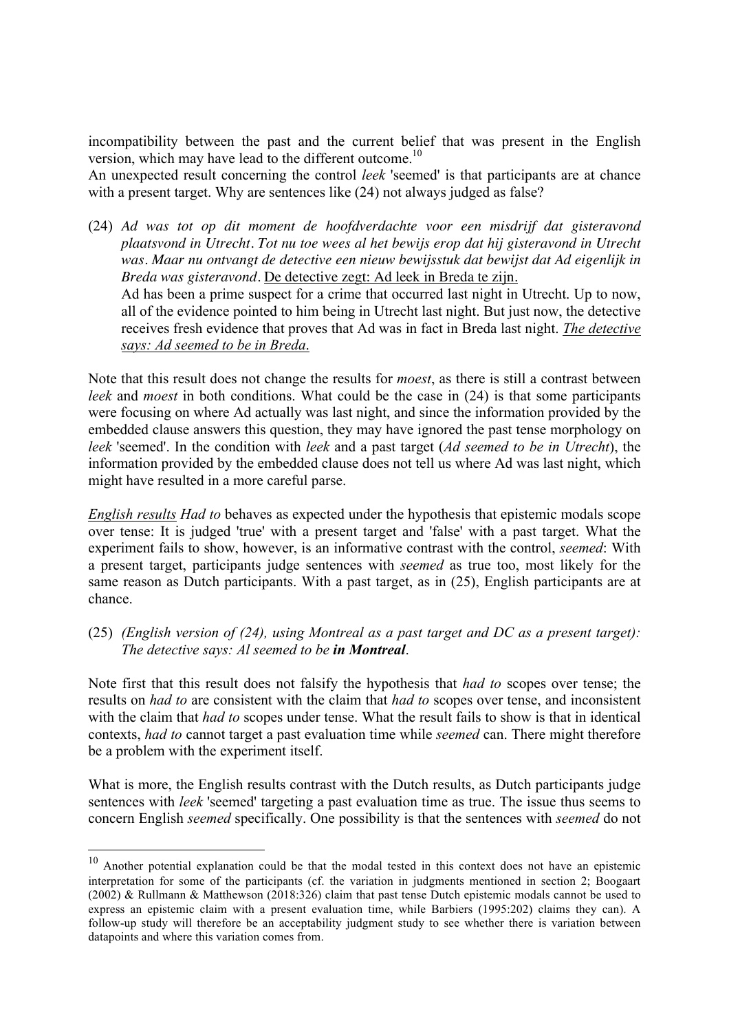incompatibility between the past and the current belief that was present in the English version, which may have lead to the different outcome.[10]

An unexpected result concerning the control *leek* 'seemed' is that participants are at chance with a present target. Why are sentences like (24) not always judged as false?

(24) *Ad was tot op dit moment de hoofdverdachte voor een misdrijf dat gisteravond plaatsvond in Utrecht. Tot nu toe wees al het bewijs erop dat hij gisteravond in Utrecht was. Maar nu ontvangt de detective een nieuw bewijsstuk dat bewijst dat Ad eigenlijk in Breda was gisteravond.* <u>De detective zegt: Ad leek in Breda te zijn.</u>
Ad has been a prime suspect for a crime that occurred last night in Utrecht. Up to now, all of the evidence pointed to him being in Utrecht last night. But just now, the detective receives fresh evidence that proves that Ad was in fact in Breda last night. *<u>The detective says: Ad seemed to be in Breda.</u>*

Note that this result does not change the results for *moest*, as there is still a contrast between *leek* and *moest* in both conditions. What could be the case in (24) is that some participants were focusing on where Ad actually was last night, and since the information provided by the embedded clause answers this question, they may have ignored the past tense morphology on *leek* 'seemed'. In the condition with *leek* and a past target (*Ad seemed to be in Utrecht*), the information provided by the embedded clause does not tell us where Ad was last night, which might have resulted in a more careful parse.

*<u>English results</u>* *Had to* behaves as expected under the hypothesis that epistemic modals scope over tense: It is judged 'true' with a present target and 'false' with a past target. What the experiment fails to show, however, is an informative contrast with the control, *seemed*: With a present target, participants judge sentences with *seemed* as true too, most likely for the same reason as Dutch participants. With a past target, as in (25), English participants are at chance.

(25) *(English version of (24), using Montreal as a past target and DC as a present target): The detective says: Al seemed to be* ***in Montreal***.

Note first that this result does not falsify the hypothesis that *had to* scopes over tense; the results on *had to* are consistent with the claim that *had to* scopes over tense, and inconsistent with the claim that *had to* scopes under tense. What the result fails to show is that in identical contexts, *had to* cannot target a past evaluation time while *seemed* can. There might therefore be a problem with the experiment itself.

What is more, the English results contrast with the Dutch results, as Dutch participants judge sentences with *leek* 'seemed' targeting a past evaluation time as true. The issue thus seems to concern English *seemed* specifically. One possibility is that the sentences with *seemed* do not

---

[10] Another potential explanation could be that the modal tested in this context does not have an epistemic interpretation for some of the participants (cf. the variation in judgments mentioned in section 2; Boogaart (2002) & Rullmann & Matthewson (2018:326) claim that past tense Dutch epistemic modals cannot be used to express an epistemic claim with a present evaluation time, while Barbiers (1995:202) claims they can). A follow-up study will therefore be an acceptability judgment study to see whether there is variation between datapoints and where this variation comes from.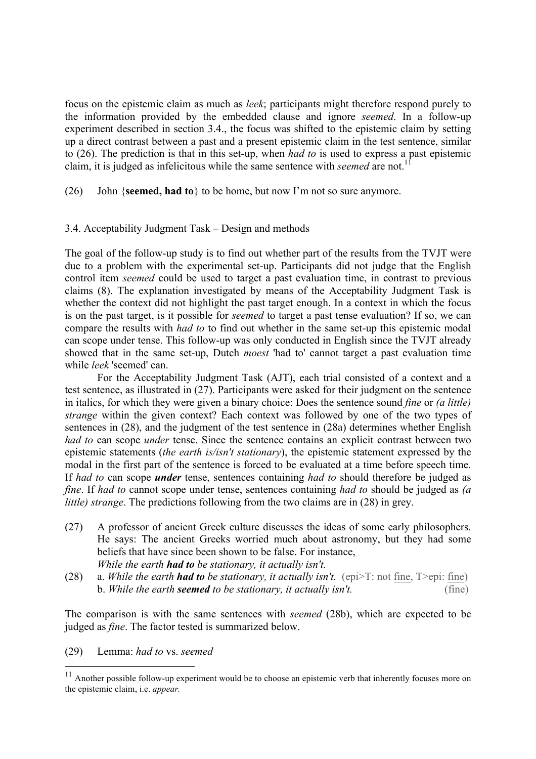focus on the epistemic claim as much as *leek*; participants might therefore respond purely to the information provided by the embedded clause and ignore *seemed*. In a follow-up experiment described in section 3.4., the focus was shifted to the epistemic claim by setting up a direct contrast between a past and a present epistemic claim in the test sentence, similar to (26). The prediction is that in this set-up, when *had to* is used to express a past epistemic claim, it is judged as infelicitous while the same sentence with *seemed* are not.[11]

(26) John {**seemed, had to**} to be home, but now I'm not so sure anymore.

### 3.4. Acceptability Judgment Task – Design and methods

The goal of the follow-up study is to find out whether part of the results from the TVJT were due to a problem with the experimental set-up. Participants did not judge that the English control item *seemed* could be used to target a past evaluation time, in contrast to previous claims (8). The explanation investigated by means of the Acceptability Judgment Task is whether the context did not highlight the past target enough. In a context in which the focus is on the past target, is it possible for *seemed* to target a past tense evaluation? If so, we can compare the results with *had to* to find out whether in the same set-up this epistemic modal can scope under tense. This follow-up was only conducted in English since the TVJT already showed that in the same set-up, Dutch *moest* 'had to' cannot target a past evaluation time while *leek* 'seemed' can.

For the Acceptability Judgment Task (AJT), each trial consisted of a context and a test sentence, as illustrated in (27). Participants were asked for their judgment on the sentence in italics, for which they were given a binary choice: Does the sentence sound *fine* or *(a little) strange* within the given context? Each context was followed by one of the two types of sentences in (28), and the judgment of the test sentence in (28a) determines whether English *had to* can scope *under* tense. Since the sentence contains an explicit contrast between two epistemic statements (*the earth is/isn't stationary*), the epistemic statement expressed by the modal in the first part of the sentence is forced to be evaluated at a time before speech time. If *had to* can scope ***under*** tense, sentences containing *had to* should therefore be judged as *fine*. If *had to* cannot scope under tense, sentences containing *had to* should be judged as *(a little) strange*. The predictions following from the two claims are in (28) in grey.

(27) A professor of ancient Greek culture discusses the ideas of some early philosophers. He says: The ancient Greeks worried much about astronomy, but they had some beliefs that have since been shown to be false. For instance,
*While the earth **had to** be stationary, it actually isn't.*

(28) a. *While the earth **had to** be stationary, it actually isn't.* (epi>T: not fine, T>epi: fine)
b. *While the earth **seemed** to be stationary, it actually isn't.* (fine)

The comparison is with the same sentences with *seemed* (28b), which are expected to be judged as *fine*. The factor tested is summarized below.

(29) Lemma: *had to* vs. *seemed*

[11] Another possible follow-up experiment would be to choose an epistemic verb that inherently focuses more on the epistemic claim, i.e. *appear*.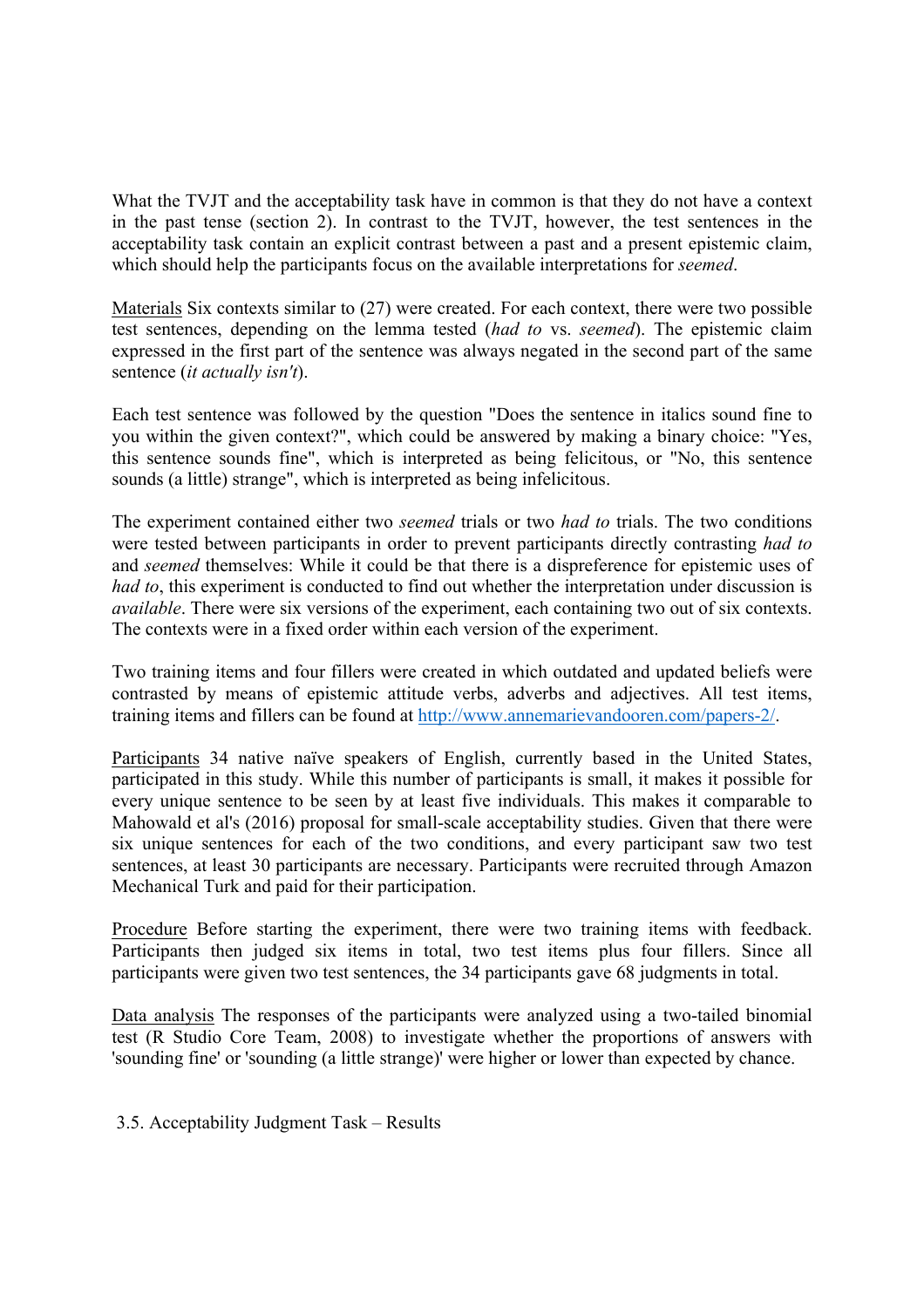What the TVJT and the acceptability task have in common is that they do not have a context in the past tense (section 2). In contrast to the TVJT, however, the test sentences in the acceptability task contain an explicit contrast between a past and a present epistemic claim, which should help the participants focus on the available interpretations for *seemed*.

Materials Six contexts similar to (27) were created. For each context, there were two possible test sentences, depending on the lemma tested (*had to* vs. *seemed*). The epistemic claim expressed in the first part of the sentence was always negated in the second part of the same sentence (*it actually isn't*).

Each test sentence was followed by the question "Does the sentence in italics sound fine to you within the given context?", which could be answered by making a binary choice: "Yes, this sentence sounds fine", which is interpreted as being felicitous, or "No, this sentence sounds (a little) strange", which is interpreted as being infelicitous.

The experiment contained either two *seemed* trials or two *had to* trials. The two conditions were tested between participants in order to prevent participants directly contrasting *had to* and *seemed* themselves: While it could be that there is a dispreference for epistemic uses of *had to*, this experiment is conducted to find out whether the interpretation under discussion is *available*. There were six versions of the experiment, each containing two out of six contexts. The contexts were in a fixed order within each version of the experiment.

Two training items and four fillers were created in which outdated and updated beliefs were contrasted by means of epistemic attitude verbs, adverbs and adjectives. All test items, training items and fillers can be found at http://www.annemarievandooren.com/papers-2/.

Participants 34 native naïve speakers of English, currently based in the United States, participated in this study. While this number of participants is small, it makes it possible for every unique sentence to be seen by at least five individuals. This makes it comparable to Mahowald et al's (2016) proposal for small-scale acceptability studies. Given that there were six unique sentences for each of the two conditions, and every participant saw two test sentences, at least 30 participants are necessary. Participants were recruited through Amazon Mechanical Turk and paid for their participation.

Procedure Before starting the experiment, there were two training items with feedback. Participants then judged six items in total, two test items plus four fillers. Since all participants were given two test sentences, the 34 participants gave 68 judgments in total.

Data analysis The responses of the participants were analyzed using a two-tailed binomial test (R Studio Core Team, 2008) to investigate whether the proportions of answers with 'sounding fine' or 'sounding (a little strange)' were higher or lower than expected by chance.

### 3.5. Acceptability Judgment Task – Results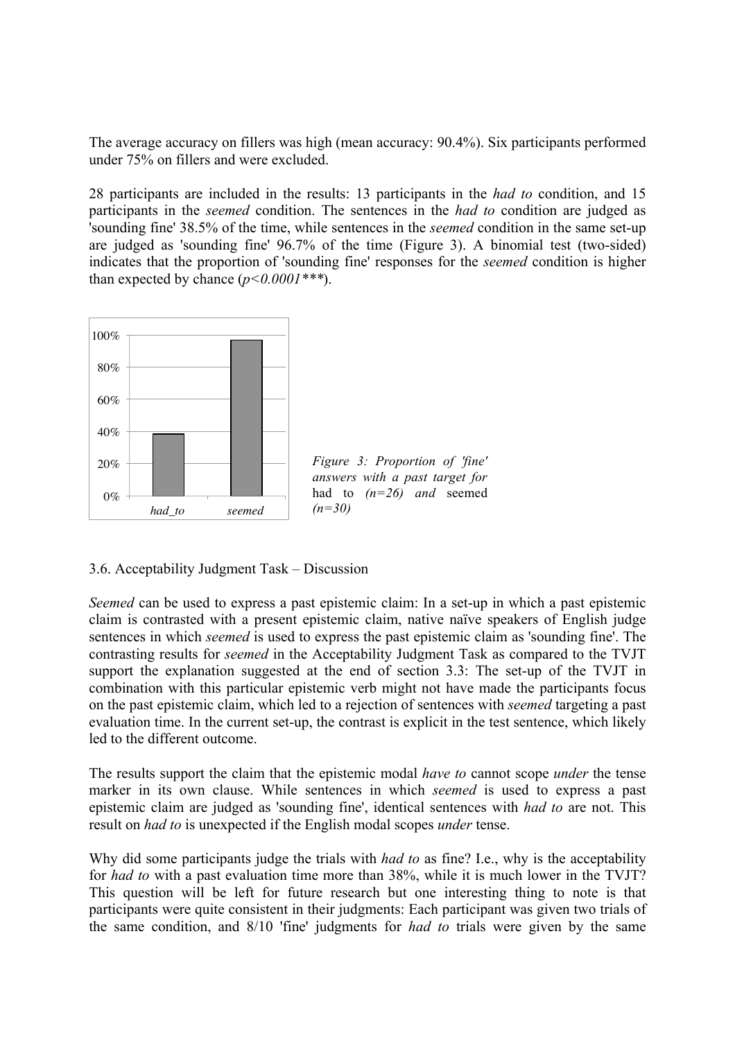The average accuracy on fillers was high (mean accuracy: 90.4%). Six participants performed under 75% on fillers and were excluded.

28 participants are included in the results: 13 participants in the *had to* condition, and 15 participants in the *seemed* condition. The sentences in the *had to* condition are judged as 'sounding fine' 38.5% of the time, while sentences in the *seemed* condition in the same set-up are judged as 'sounding fine' 96.7% of the time (Figure 3). A binomial test (two-sided) indicates that the proportion of 'sounding fine' responses for the *seemed* condition is higher than expected by chance (*p<0.0001****).

*Figure 3: Proportion of 'fine' answers with a past target for* had to *(n=26) and* seemed *(n=30)*

## 3.6. Acceptability Judgment Task – Discussion

*Seemed* can be used to express a past epistemic claim: In a set-up in which a past epistemic claim is contrasted with a present epistemic claim, native naïve speakers of English judge sentences in which *seemed* is used to express the past epistemic claim as 'sounding fine'. The contrasting results for *seemed* in the Acceptability Judgment Task as compared to the TVJT support the explanation suggested at the end of section 3.3: The set-up of the TVJT in combination with this particular epistemic verb might not have made the participants focus on the past epistemic claim, which led to a rejection of sentences with *seemed* targeting a past evaluation time. In the current set-up, the contrast is explicit in the test sentence, which likely led to the different outcome.

The results support the claim that the epistemic modal *have to* cannot scope *under* the tense marker in its own clause. While sentences in which *seemed* is used to express a past epistemic claim are judged as 'sounding fine', identical sentences with *had to* are not. This result on *had to* is unexpected if the English modal scopes *under* tense.

Why did some participants judge the trials with *had to* as fine? I.e., why is the acceptability for *had to* with a past evaluation time more than 38%, while it is much lower in the TVJT? This question will be left for future research but one interesting thing to note is that participants were quite consistent in their judgments: Each participant was given two trials of the same condition, and 8/10 'fine' judgments for *had to* trials were given by the same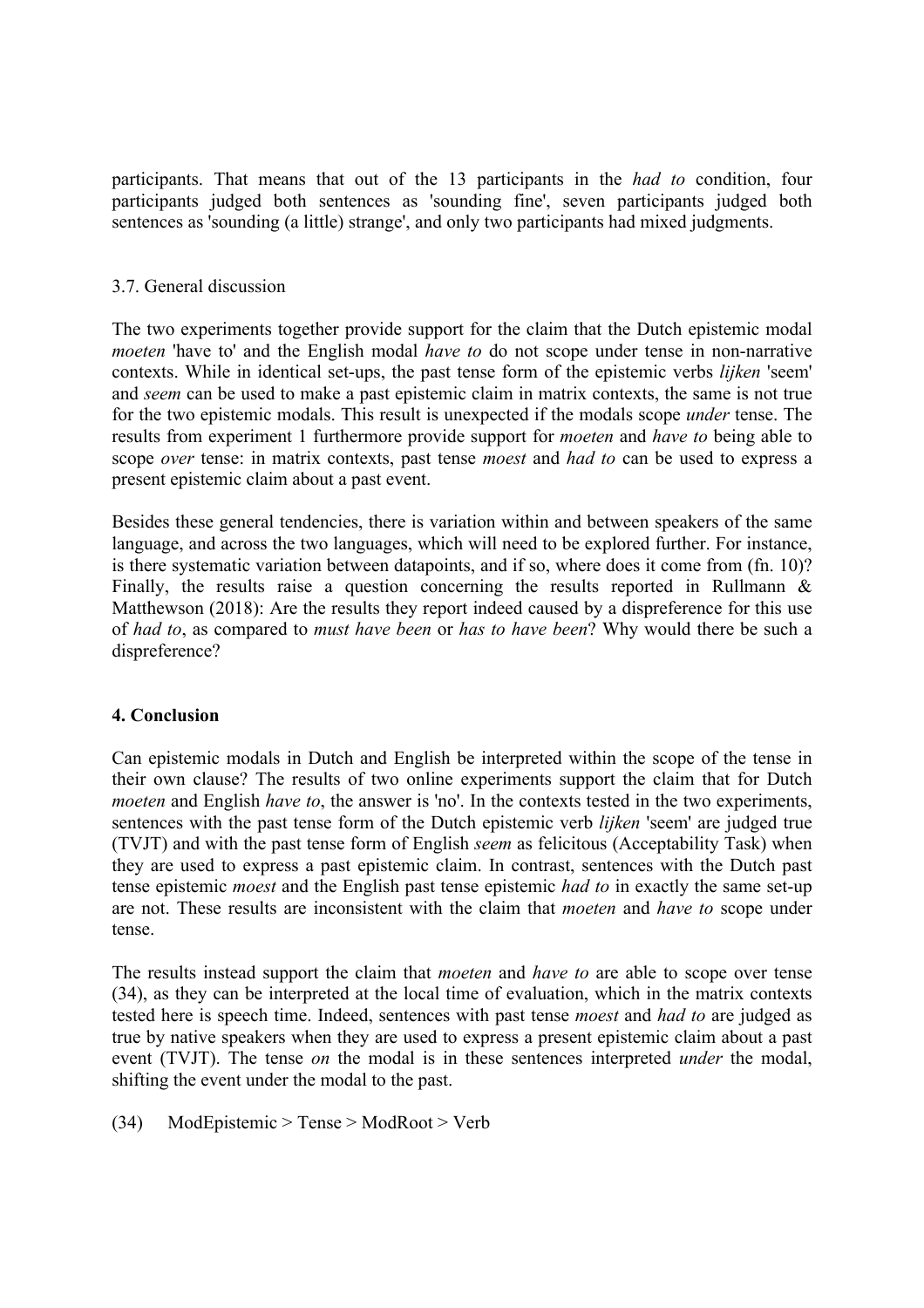participants. That means that out of the 13 participants in the *had to* condition, four participants judged both sentences as 'sounding fine', seven participants judged both sentences as 'sounding (a little) strange', and only two participants had mixed judgments.

### 3.7. General discussion

The two experiments together provide support for the claim that the Dutch epistemic modal *moeten* 'have to' and the English modal *have to* do not scope under tense in non-narrative contexts. While in identical set-ups, the past tense form of the epistemic verbs *lijken* 'seem' and *seem* can be used to make a past epistemic claim in matrix contexts, the same is not true for the two epistemic modals. This result is unexpected if the modals scope *under* tense. The results from experiment 1 furthermore provide support for *moeten* and *have to* being able to scope *over* tense: in matrix contexts, past tense *moest* and *had to* can be used to express a present epistemic claim about a past event.

Besides these general tendencies, there is variation within and between speakers of the same language, and across the two languages, which will need to be explored further. For instance, is there systematic variation between datapoints, and if so, where does it come from (fn. 10)? Finally, the results raise a question concerning the results reported in Rullmann & Matthewson (2018): Are the results they report indeed caused by a dispreference for this use of *had to*, as compared to *must have been* or *has to have been*? Why would there be such a dispreference?

## 4. Conclusion

Can epistemic modals in Dutch and English be interpreted within the scope of the tense in their own clause? The results of two online experiments support the claim that for Dutch *moeten* and English *have to*, the answer is 'no'. In the contexts tested in the two experiments, sentences with the past tense form of the Dutch epistemic verb *lijken* 'seem' are judged true (TVJT) and with the past tense form of English *seem* as felicitous (Acceptability Task) when they are used to express a past epistemic claim. In contrast, sentences with the Dutch past tense epistemic *moest* and the English past tense epistemic *had to* in exactly the same set-up are not. These results are inconsistent with the claim that *moeten* and *have to* scope under tense.

The results instead support the claim that *moeten* and *have to* are able to scope over tense (34), as they can be interpreted at the local time of evaluation, which in the matrix contexts tested here is speech time. Indeed, sentences with past tense *moest* and *had to* are judged as true by native speakers when they are used to express a present epistemic claim about a past event (TVJT). The tense *on* the modal is in these sentences interpreted *under* the modal, shifting the event under the modal to the past.

(34) ModEpistemic > Tense > ModRoot > Verb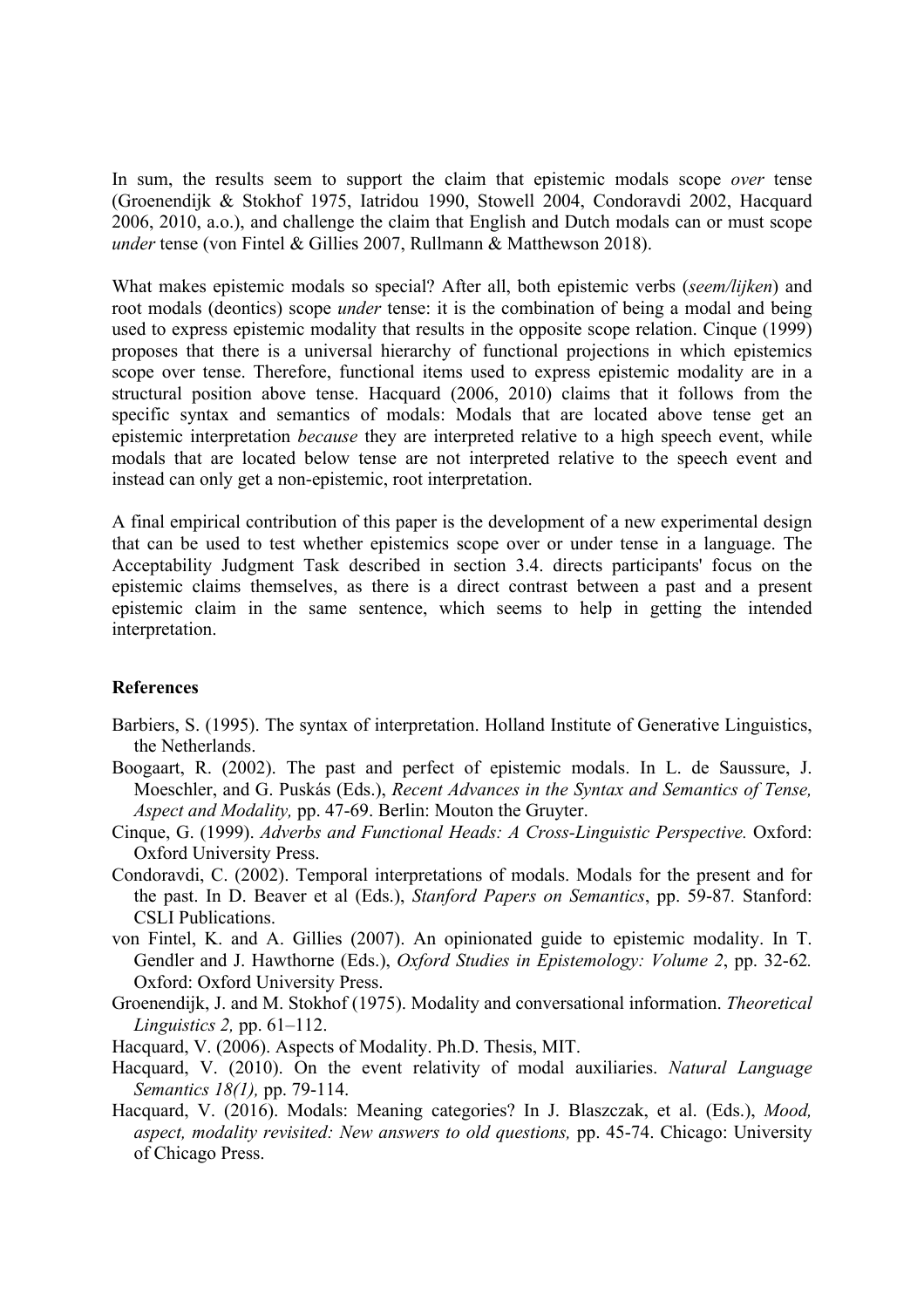In sum, the results seem to support the claim that epistemic modals scope *over* tense (Groenendijk & Stokhof 1975, Iatridou 1990, Stowell 2004, Condoravdi 2002, Hacquard 2006, 2010, a.o.), and challenge the claim that English and Dutch modals can or must scope *under* tense (von Fintel & Gillies 2007, Rullmann & Matthewson 2018).

What makes epistemic modals so special? After all, both epistemic verbs (*seem/lijken*) and root modals (deontics) scope *under* tense: it is the combination of being a modal and being used to express epistemic modality that results in the opposite scope relation. Cinque (1999) proposes that there is a universal hierarchy of functional projections in which epistemics scope over tense. Therefore, functional items used to express epistemic modality are in a structural position above tense. Hacquard (2006, 2010) claims that it follows from the specific syntax and semantics of modals: Modals that are located above tense get an epistemic interpretation *because* they are interpreted relative to a high speech event, while modals that are located below tense are not interpreted relative to the speech event and instead can only get a non-epistemic, root interpretation.

A final empirical contribution of this paper is the development of a new experimental design that can be used to test whether epistemics scope over or under tense in a language. The Acceptability Judgment Task described in section 3.4. directs participants' focus on the epistemic claims themselves, as there is a direct contrast between a past and a present epistemic claim in the same sentence, which seems to help in getting the intended interpretation.

**References**

Barbiers, S. (1995). The syntax of interpretation. Holland Institute of Generative Linguistics, the Netherlands.

Boogaart, R. (2002). The past and perfect of epistemic modals. In L. de Saussure, J. Moeschler, and G. Puskás (Eds.), *Recent Advances in the Syntax and Semantics of Tense, Aspect and Modality,* pp. 47-69. Berlin: Mouton the Gruyter.

Cinque, G. (1999). *Adverbs and Functional Heads: A Cross-Linguistic Perspective.* Oxford: Oxford University Press.

Condoravdi, C. (2002). Temporal interpretations of modals. Modals for the present and for the past. In D. Beaver et al (Eds.), *Stanford Papers on Semantics*, pp. 59-87*.* Stanford: CSLI Publications.

von Fintel, K. and A. Gillies (2007). An opinionated guide to epistemic modality. In T. Gendler and J. Hawthorne (Eds.), *Oxford Studies in Epistemology: Volume 2*, pp. 32-62*.* Oxford: Oxford University Press.

Groenendijk, J. and M. Stokhof (1975). Modality and conversational information. *Theoretical Linguistics 2,* pp. 61–112.

Hacquard, V. (2006). Aspects of Modality. Ph.D. Thesis, MIT.

Hacquard, V. (2010). On the event relativity of modal auxiliaries. *Natural Language Semantics 18(1),* pp. 79-114.

Hacquard, V. (2016). Modals: Meaning categories? In J. Blaszczak, et al. (Eds.), *Mood, aspect, modality revisited: New answers to old questions,* pp. 45-74. Chicago: University of Chicago Press.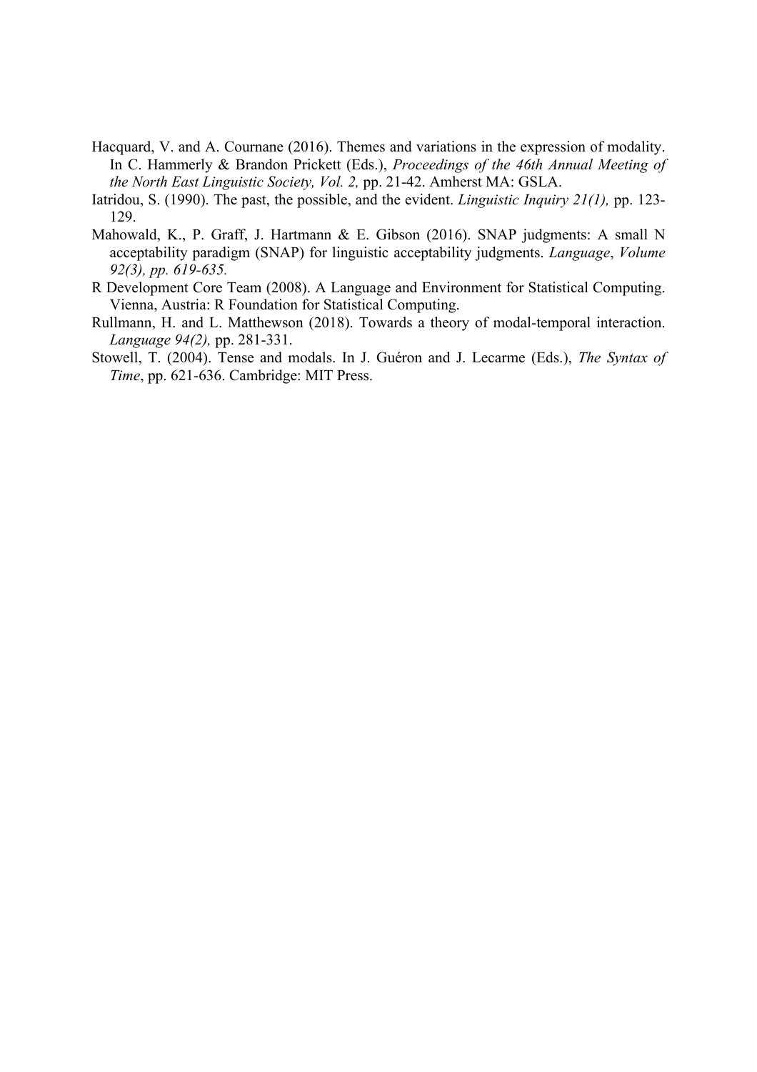Hacquard, V. and A. Cournane (2016). Themes and variations in the expression of modality. In C. Hammerly & Brandon Prickett (Eds.), *Proceedings of the 46th Annual Meeting of the North East Linguistic Society, Vol. 2,* pp. 21-42. Amherst MA: GSLA.

Iatridou, S. (1990). The past, the possible, and the evident. *Linguistic Inquiry 21(1),* pp. 123-129.

Mahowald, K., P. Graff, J. Hartmann & E. Gibson (2016). SNAP judgments: A small N acceptability paradigm (SNAP) for linguistic acceptability judgments. *Language*, *Volume 92(3), pp. 619-635.*

R Development Core Team (2008). A Language and Environment for Statistical Computing. Vienna, Austria: R Foundation for Statistical Computing.

Rullmann, H. and L. Matthewson (2018). Towards a theory of modal-temporal interaction. *Language 94(2),* pp. 281-331.

Stowell, T. (2004). Tense and modals. In J. Guéron and J. Lecarme (Eds.), *The Syntax of Time*, pp. 621-636. Cambridge: MIT Press.